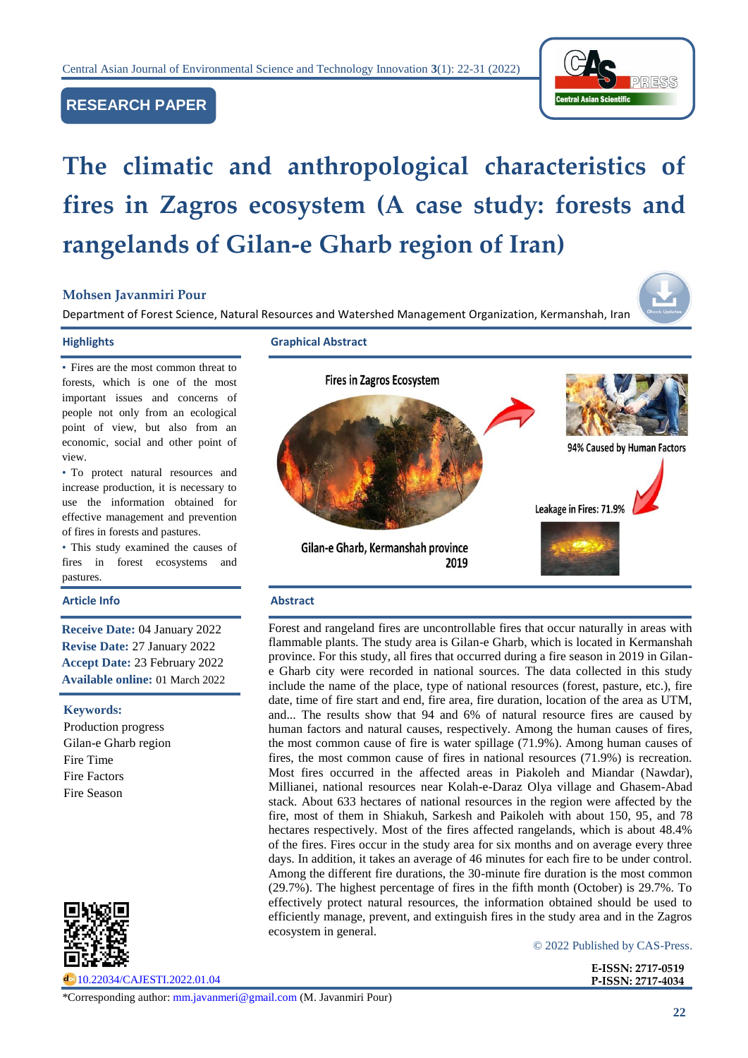RESEARCH PAPER

# The climatic and anthropological characteristics of fires in Zagros ecosystem (A case study: forests and rangelands of Gilan-e Gharb region of Iran)

**Mohsen Javanmiri Pour**

Department of Forest Science, Natural Resources and Watershed Management Organization, Kermanshah, Iran

## Highlights

- Fires are the most common threat to forests, which is one of the most important issues and concerns of people not only from an ecological point of view, but also from an economic, social and other point of view.
- To protect natural resources and increase production, it is necessary to use the information obtained for effective management and prevention of fires in forests and pastures.
- This study examined the causes of fires in forest ecosystems and pastures.

## Graphical Abstract

Fires in Zagros Ecosystem

94% Caused by Human Factors

Leakage in Fires: 71.9%

Gilan-e Gharb, Kermanshah province 2019

## Article Info

**Receive Date:** 04 January 2022
**Revise Date:** 27 January 2022
**Accept Date:** 23 February 2022
**Available online:** 01 March 2022

**Keywords:**
Production progress
Gilan-e Gharb region
Fire Time
Fire Factors
Fire Season

## Abstract

Forest and rangeland fires are uncontrollable fires that occur naturally in areas with flammable plants. The study area is Gilan-e Gharb, which is located in Kermanshah province. For this study, all fires that occurred during a fire season in 2019 in Gilan-e Gharb city were recorded in national sources. The data collected in this study include the name of the place, type of national resources (forest, pasture, etc.), fire date, time of fire start and end, fire area, fire duration, location of the area as UTM, and... The results show that 94 and 6% of natural resource fires are caused by human factors and natural causes, respectively. Among the human causes of fires, the most common cause of fire is water spillage (71.9%). Among human causes of fires, the most common cause of fires in national resources (71.9%) is recreation. Most fires occurred in the affected areas in Piakoleh and Miandar (Nawdar), Millianei, national resources near Kolah-e-Daraz Olya village and Ghasem-Abad stack. About 633 hectares of national resources in the region were affected by the fire, most of them in Shiakuh, Sarkesh and Paikoleh with about 150, 95, and 78 hectares respectively. Most of the fires affected rangelands, which is about 48.4% of the fires. Fires occur in the study area for six months and on average every three days. In addition, it takes an average of 46 minutes for each fire to be under control. Among the different fire durations, the 30-minute fire duration is the most common (29.7%). The highest percentage of fires in the fifth month (October) is 29.7%. To effectively protect natural resources, the information obtained should be used to efficiently manage, prevent, and extinguish fires in the study area and in the Zagros ecosystem in general.

© 2022 Published by CAS-Press.

10.22034/CAJESTI.2022.01.04

E-ISSN: 2717-0519
P-ISSN: 2717-4034

*Corresponding author: mm.javanmeri@gmail.com (M. Javanmiri Pour)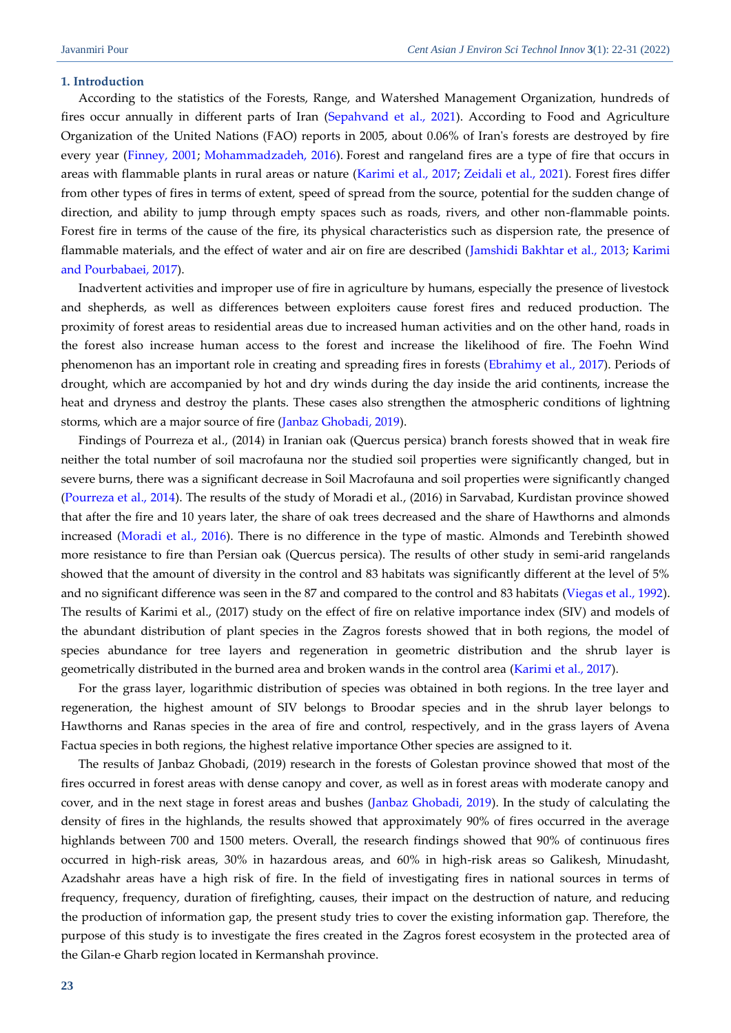## 1. Introduction

According to the statistics of the Forests, Range, and Watershed Management Organization, hundreds of fires occur annually in different parts of Iran (Sepahvand et al., 2021). According to Food and Agriculture Organization of the United Nations (FAO) reports in 2005, about 0.06% of Iran's forests are destroyed by fire every year (Finney, 2001; Mohammadzadeh, 2016). Forest and rangeland fires are a type of fire that occurs in areas with flammable plants in rural areas or nature (Karimi et al., 2017; Zeidali et al., 2021). Forest fires differ from other types of fires in terms of extent, speed of spread from the source, potential for the sudden change of direction, and ability to jump through empty spaces such as roads, rivers, and other non-flammable points. Forest fire in terms of the cause of the fire, its physical characteristics such as dispersion rate, the presence of flammable materials, and the effect of water and air on fire are described (Jamshidi Bakhtar et al., 2013; Karimi and Pourbabaei, 2017).

Inadvertent activities and improper use of fire in agriculture by humans, especially the presence of livestock and shepherds, as well as differences between exploiters cause forest fires and reduced production. The proximity of forest areas to residential areas due to increased human activities and on the other hand, roads in the forest also increase human access to the forest and increase the likelihood of fire. The Foehn Wind phenomenon has an important role in creating and spreading fires in forests (Ebrahimy et al., 2017). Periods of drought, which are accompanied by hot and dry winds during the day inside the arid continents, increase the heat and dryness and destroy the plants. These cases also strengthen the atmospheric conditions of lightning storms, which are a major source of fire (Janbaz Ghobadi, 2019).

Findings of Pourreza et al., (2014) in Iranian oak (Quercus persica) branch forests showed that in weak fire neither the total number of soil macrofauna nor the studied soil properties were significantly changed, but in severe burns, there was a significant decrease in Soil Macrofauna and soil properties were significantly changed (Pourreza et al., 2014). The results of the study of Moradi et al., (2016) in Sarvabad, Kurdistan province showed that after the fire and 10 years later, the share of oak trees decreased and the share of Hawthorns and almonds increased (Moradi et al., 2016). There is no difference in the type of mastic. Almonds and Terebinth showed more resistance to fire than Persian oak (Quercus persica). The results of other study in semi-arid rangelands showed that the amount of diversity in the control and 83 habitats was significantly different at the level of 5% and no significant difference was seen in the 87 and compared to the control and 83 habitats (Viegas et al., 1992). The results of Karimi et al., (2017) study on the effect of fire on relative importance index (SIV) and models of the abundant distribution of plant species in the Zagros forests showed that in both regions, the model of species abundance for tree layers and regeneration in geometric distribution and the shrub layer is geometrically distributed in the burned area and broken wands in the control area (Karimi et al., 2017).

For the grass layer, logarithmic distribution of species was obtained in both regions. In the tree layer and regeneration, the highest amount of SIV belongs to Broodar species and in the shrub layer belongs to Hawthorns and Ranas species in the area of fire and control, respectively, and in the grass layers of Avena Factua species in both regions, the highest relative importance Other species are assigned to it.

The results of Janbaz Ghobadi, (2019) research in the forests of Golestan province showed that most of the fires occurred in forest areas with dense canopy and cover, as well as in forest areas with moderate canopy and cover, and in the next stage in forest areas and bushes (Janbaz Ghobadi, 2019). In the study of calculating the density of fires in the highlands, the results showed that approximately 90% of fires occurred in the average highlands between 700 and 1500 meters. Overall, the research findings showed that 90% of continuous fires occurred in high-risk areas, 30% in hazardous areas, and 60% in high-risk areas so Galikesh, Minudasht, Azadshahr areas have a high risk of fire. In the field of investigating fires in national sources in terms of frequency, frequency, duration of firefighting, causes, their impact on the destruction of nature, and reducing the production of information gap, the present study tries to cover the existing information gap. Therefore, the purpose of this study is to investigate the fires created in the Zagros forest ecosystem in the protected area of the Gilan-e Gharb region located in Kermanshah province.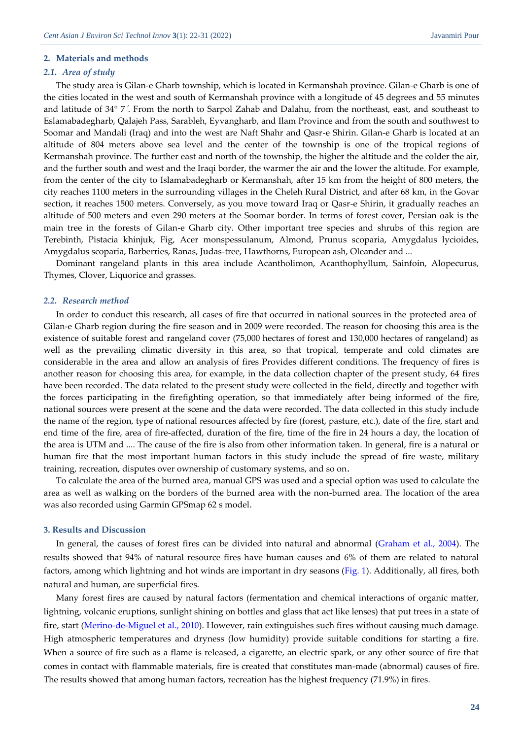## 2. Materials and methods

### 2.1. *Area of study*

The study area is Gilan-e Gharb township, which is located in Kermanshah province. Gilan-e Gharb is one of the cities located in the west and south of Kermanshah province with a longitude of 45 degrees and 55 minutes and latitude of 34° 7′. From the north to Sarpol Zahab and Dalahu, from the northeast, east, and southeast to Eslamabadegharb, Qalajeh Pass, Sarableh, Eyvangharb, and Ilam Province and from the south and southwest to Soomar and Mandali (Iraq) and into the west are Naft Shahr and Qasr-e Shirin. Gilan-e Gharb is located at an altitude of 804 meters above sea level and the center of the township is one of the tropical regions of Kermanshah province. The further east and north of the township, the higher the altitude and the colder the air, and the further south and west and the Iraqi border, the warmer the air and the lower the altitude. For example, from the center of the city to Islamabadegharb or Kermanshah, after 15 km from the height of 800 meters, the city reaches 1100 meters in the surrounding villages in the Cheleh Rural District, and after 68 km, in the Govar section, it reaches 1500 meters. Conversely, as you move toward Iraq or Qasr-e Shirin, it gradually reaches an altitude of 500 meters and even 290 meters at the Soomar border. In terms of forest cover, Persian oak is the main tree in the forests of Gilan-e Gharb city. Other important tree species and shrubs of this region are Terebinth, Pistacia khinjuk, Fig, Acer monspessulanum, Almond, Prunus scoparia, Amygdalus lycioides, Amygdalus scoparia, Barberries, Ranas, Judas-tree, Hawthorns, European ash, Oleander and ...

Dominant rangeland plants in this area include Acantholimon, Acanthophyllum, Sainfoin, Alopecurus, Thymes, Clover, Liquorice and grasses.

### 2.2. *Research method*

In order to conduct this research, all cases of fire that occurred in national sources in the protected area of Gilan-e Gharb region during the fire season and in 2009 were recorded. The reason for choosing this area is the existence of suitable forest and rangeland cover (75,000 hectares of forest and 130,000 hectares of rangeland) as well as the prevailing climatic diversity in this area, so that tropical, temperate and cold climates are considerable in the area and allow an analysis of fires Provides different conditions. The frequency of fires is another reason for choosing this area, for example, in the data collection chapter of the present study, 64 fires have been recorded. The data related to the present study were collected in the field, directly and together with the forces participating in the firefighting operation, so that immediately after being informed of the fire, national sources were present at the scene and the data were recorded. The data collected in this study include the name of the region, type of national resources affected by fire (forest, pasture, etc.), date of the fire, start and end time of the fire, area of fire-affected, duration of the fire, time of the fire in 24 hours a day, the location of the area is UTM and .... The cause of the fire is also from other information taken. In general, fire is a natural or human fire that the most important human factors in this study include the spread of fire waste, military training, recreation, disputes over ownership of customary systems, and so on.

To calculate the area of the burned area, manual GPS was used and a special option was used to calculate the area as well as walking on the borders of the burned area with the non-burned area. The location of the area was also recorded using Garmin GPSmap 62 s model.

## 3. Results and Discussion

In general, the causes of forest fires can be divided into natural and abnormal (Graham et al., 2004). The results showed that 94% of natural resource fires have human causes and 6% of them are related to natural factors, among which lightning and hot winds are important in dry seasons (Fig. 1). Additionally, all fires, both natural and human, are superficial fires.

Many forest fires are caused by natural factors (fermentation and chemical interactions of organic matter, lightning, volcanic eruptions, sunlight shining on bottles and glass that act like lenses) that put trees in a state of fire, start (Merino-de-Miguel et al., 2010). However, rain extinguishes such fires without causing much damage. High atmospheric temperatures and dryness (low humidity) provide suitable conditions for starting a fire. When a source of fire such as a flame is released, a cigarette, an electric spark, or any other source of fire that comes in contact with flammable materials, fire is created that constitutes man-made (abnormal) causes of fire. The results showed that among human factors, recreation has the highest frequency (71.9%) in fires.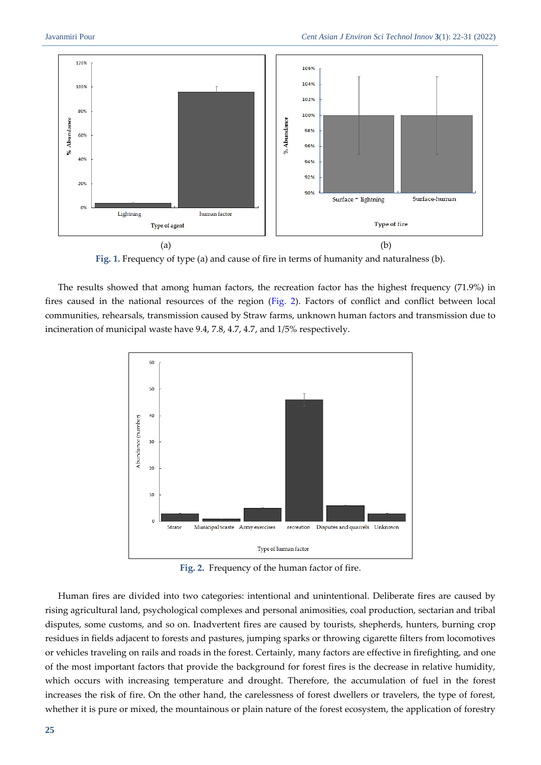**Fig. 1.** Frequency of type (a) and cause of fire in terms of humanity and naturalness (b).

The results showed that among human factors, the recreation factor has the highest frequency (71.9%) in fires caused in the national resources of the region (Fig. 2). Factors of conflict and conflict between local communities, rehearsals, transmission caused by Straw farms, unknown human factors and transmission due to incineration of municipal waste have 9.4, 7.8, 4.7, 4.7, and 1/5% respectively.

**Fig. 2.** Frequency of the human factor of fire.

Human fires are divided into two categories: intentional and unintentional. Deliberate fires are caused by rising agricultural land, psychological complexes and personal animosities, coal production, sectarian and tribal disputes, some customs, and so on. Inadvertent fires are caused by tourists, shepherds, hunters, burning crop residues in fields adjacent to forests and pastures, jumping sparks or throwing cigarette filters from locomotives or vehicles traveling on rails and roads in the forest. Certainly, many factors are effective in firefighting, and one of the most important factors that provide the background for forest fires is the decrease in relative humidity, which occurs with increasing temperature and drought. Therefore, the accumulation of fuel in the forest increases the risk of fire. On the other hand, the carelessness of forest dwellers or travelers, the type of forest, whether it is pure or mixed, the mountainous or plain nature of the forest ecosystem, the application of forestry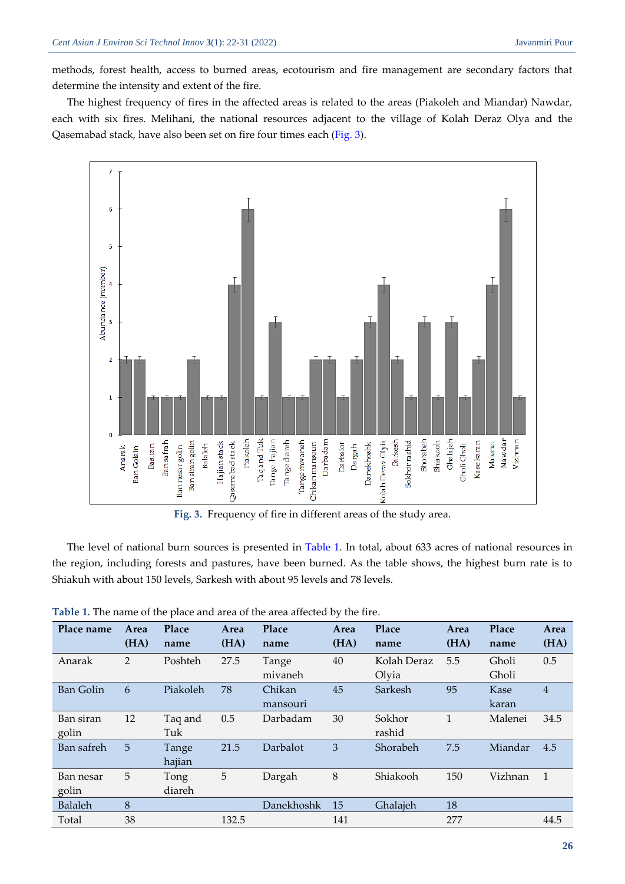methods, forest health, access to burned areas, ecotourism and fire management are secondary factors that determine the intensity and extent of the fire.

The highest frequency of fires in the affected areas is related to the areas (Piakoleh and Miandar) Nawdar, each with six fires. Melihani, the national resources adjacent to the village of Kolah Deraz Olya and the Qasemabad stack, have also been set on fire four times each (Fig. 3).

**Fig. 3.** Frequency of fire in different areas of the study area.

The level of national burn sources is presented in Table 1. In total, about 633 acres of national resources in the region, including forests and pastures, have been burned. As the table shows, the highest burn rate is to Shiakuh with about 150 levels, Sarkesh with about 95 levels and 78 levels.

**Table 1.** The name of the place and area of the area affected by the fire.

| Place name | Area (HA) | Place name | Area (HA) | Place name | Area (HA) | Place name | Area (HA) | Place name | Area (HA) |
|---|---|---|---|---|---|---|---|---|---|
| Anarak | 2 | Poshteh | 27.5 | Tange mivaneh | 40 | Kolah Deraz Olyia | 5.5 | Gholi Gholi | 0.5 |
| Ban Golin | 6 | Piakoleh | 78 | Chikan mansouri | 45 | Sarkesh | 95 | Kase karan | 4 |
| Ban siran golin | 12 | Taq and Tuk | 0.5 | Darbadam | 30 | Sokhor rashid | 1 | Malenei | 34.5 |
| Ban safreh | 5 | Tange hajian | 21.5 | Darbalot | 3 | Shorabeh | 7.5 | Miandar | 4.5 |
| Ban nesar golin | 5 | Tong diareh | 5 | Dargah | 8 | Shiakooh | 150 | Vizhnan | 1 |
| Balaleh | 8 | | | Danekhoshk | 15 | Ghalajeh | 18 | | |
| Total | 38 | | 132.5 | | 141 | | 277 | | 44.5 |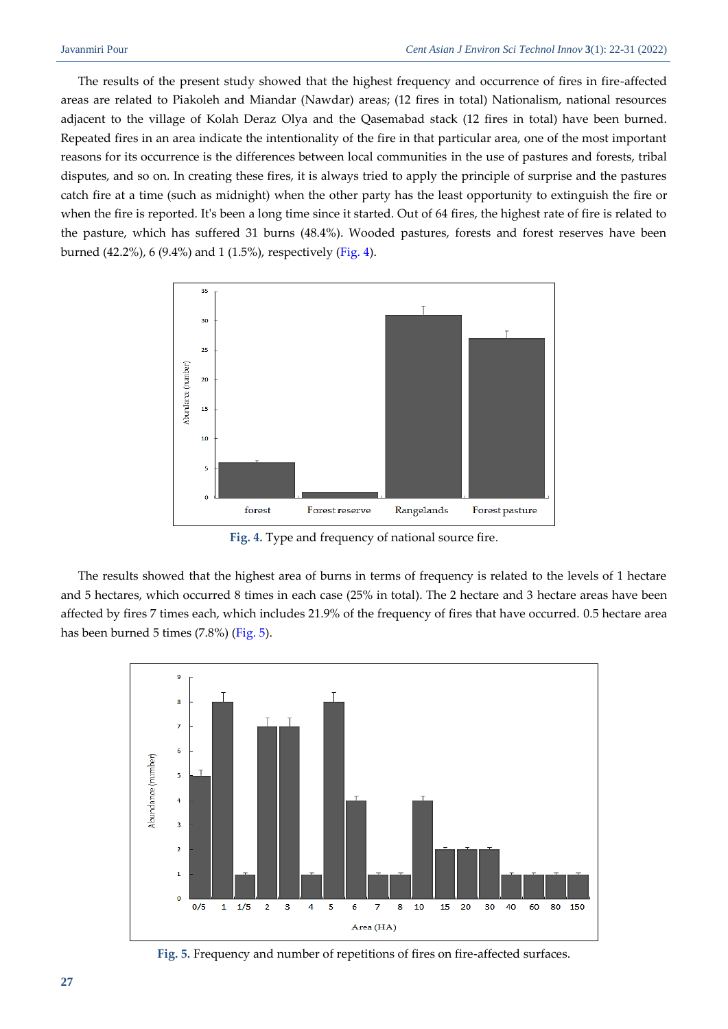The results of the present study showed that the highest frequency and occurrence of fires in fire-affected areas are related to Piakoleh and Miandar (Nawdar) areas; (12 fires in total) Nationalism, national resources adjacent to the village of Kolah Deraz Olya and the Qasemabad stack (12 fires in total) have been burned. Repeated fires in an area indicate the intentionality of the fire in that particular area, one of the most important reasons for its occurrence is the differences between local communities in the use of pastures and forests, tribal disputes, and so on. In creating these fires, it is always tried to apply the principle of surprise and the pastures catch fire at a time (such as midnight) when the other party has the least opportunity to extinguish the fire or when the fire is reported. It's been a long time since it started. Out of 64 fires, the highest rate of fire is related to the pasture, which has suffered 31 burns (48.4%). Wooded pastures, forests and forest reserves have been burned (42.2%), 6 (9.4%) and 1 (1.5%), respectively (Fig. 4).

**Fig. 4.** Type and frequency of national source fire.

The results showed that the highest area of burns in terms of frequency is related to the levels of 1 hectare and 5 hectares, which occurred 8 times in each case (25% in total). The 2 hectare and 3 hectare areas have been affected by fires 7 times each, which includes 21.9% of the frequency of fires that have occurred. 0.5 hectare area has been burned 5 times (7.8%) (Fig. 5).

**Fig. 5.** Frequency and number of repetitions of fires on fire-affected surfaces.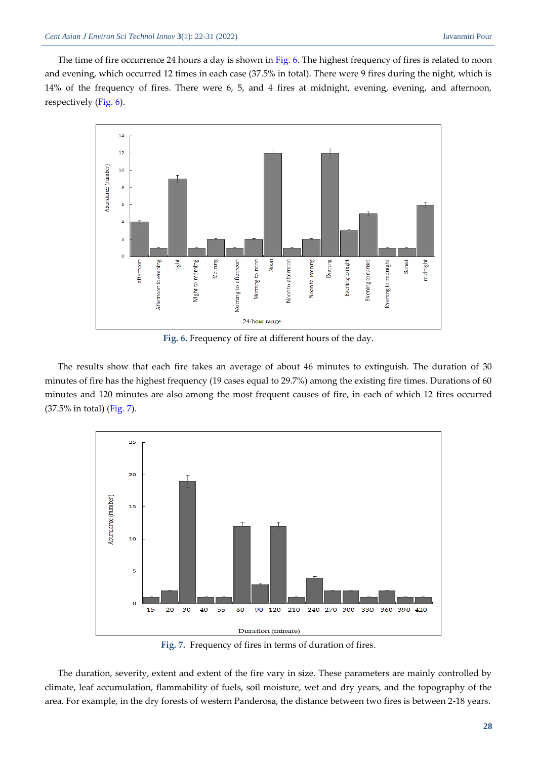The time of fire occurrence 24 hours a day is shown in Fig. 6. The highest frequency of fires is related to noon and evening, which occurred 12 times in each case (37.5% in total). There were 9 fires during the night, which is 14% of the frequency of fires. There were 6, 5, and 4 fires at midnight, evening, evening, and afternoon, respectively (Fig. 6).

**Fig. 6.** Frequency of fire at different hours of the day.

The results show that each fire takes an average of about 46 minutes to extinguish. The duration of 30 minutes of fire has the highest frequency (19 cases equal to 29.7%) among the existing fire times. Durations of 60 minutes and 120 minutes are also among the most frequent causes of fire, in each of which 12 fires occurred (37.5% in total) (Fig. 7).

**Fig. 7.** Frequency of fires in terms of duration of fires.

The duration, severity, extent and extent of the fire vary in size. These parameters are mainly controlled by climate, leaf accumulation, flammability of fuels, soil moisture, wet and dry years, and the topography of the area. For example, in the dry forests of western Panderosa, the distance between two fires is between 2-18 years.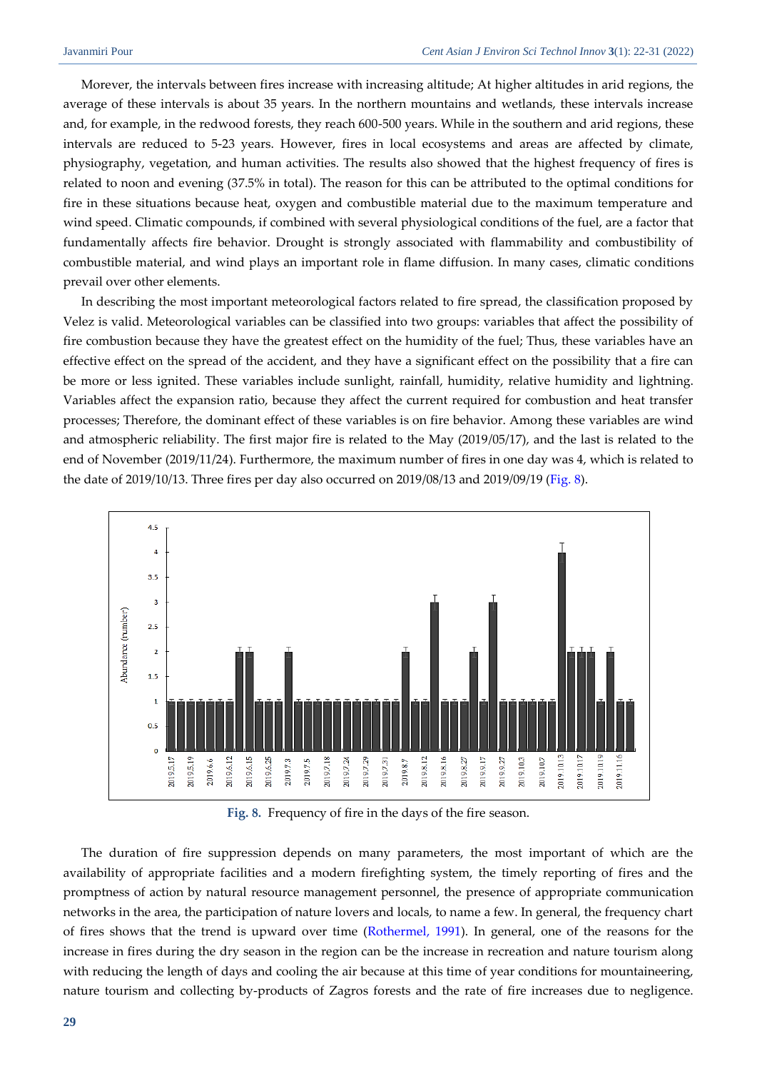Morever, the intervals between fires increase with increasing altitude; At higher altitudes in arid regions, the average of these intervals is about 35 years. In the northern mountains and wetlands, these intervals increase and, for example, in the redwood forests, they reach 600-500 years. While in the southern and arid regions, these intervals are reduced to 5-23 years. However, fires in local ecosystems and areas are affected by climate, physiography, vegetation, and human activities. The results also showed that the highest frequency of fires is related to noon and evening (37.5% in total). The reason for this can be attributed to the optimal conditions for fire in these situations because heat, oxygen and combustible material due to the maximum temperature and wind speed. Climatic compounds, if combined with several physiological conditions of the fuel, are a factor that fundamentally affects fire behavior. Drought is strongly associated with flammability and combustibility of combustible material, and wind plays an important role in flame diffusion. In many cases, climatic conditions prevail over other elements.

In describing the most important meteorological factors related to fire spread, the classification proposed by Velez is valid. Meteorological variables can be classified into two groups: variables that affect the possibility of fire combustion because they have the greatest effect on the humidity of the fuel; Thus, these variables have an effective effect on the spread of the accident, and they have a significant effect on the possibility that a fire can be more or less ignited. These variables include sunlight, rainfall, humidity, relative humidity and lightning. Variables affect the expansion ratio, because they affect the current required for combustion and heat transfer processes; Therefore, the dominant effect of these variables is on fire behavior. Among these variables are wind and atmospheric reliability. The first major fire is related to the May (2019/05/17), and the last is related to the end of November (2019/11/24). Furthermore, the maximum number of fires in one day was 4, which is related to the date of 2019/10/13. Three fires per day also occurred on 2019/08/13 and 2019/09/19 (Fig. 8).

**Fig. 8.** Frequency of fire in the days of the fire season.

The duration of fire suppression depends on many parameters, the most important of which are the availability of appropriate facilities and a modern firefighting system, the timely reporting of fires and the promptness of action by natural resource management personnel, the presence of appropriate communication networks in the area, the participation of nature lovers and locals, to name a few. In general, the frequency chart of fires shows that the trend is upward over time (Rothermel, 1991). In general, one of the reasons for the increase in fires during the dry season in the region can be the increase in recreation and nature tourism along with reducing the length of days and cooling the air because at this time of year conditions for mountaineering, nature tourism and collecting by-products of Zagros forests and the rate of fire increases due to negligence.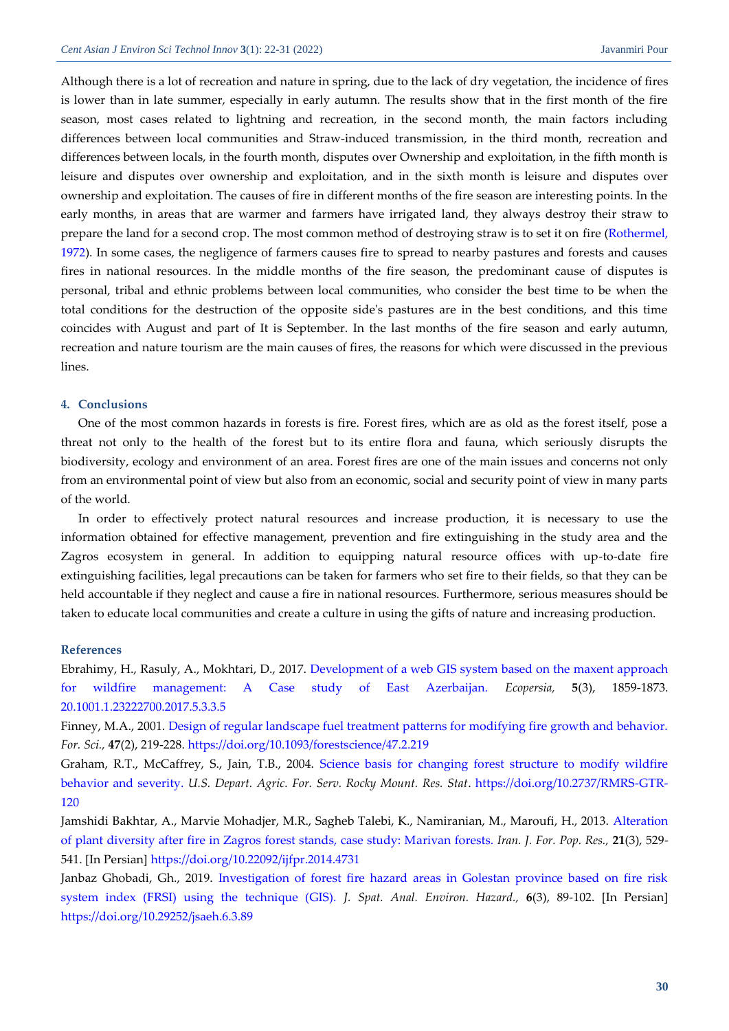Although there is a lot of recreation and nature in spring, due to the lack of dry vegetation, the incidence of fires is lower than in late summer, especially in early autumn. The results show that in the first month of the fire season, most cases related to lightning and recreation, in the second month, the main factors including differences between local communities and Straw-induced transmission, in the third month, recreation and differences between locals, in the fourth month, disputes over Ownership and exploitation, in the fifth month is leisure and disputes over ownership and exploitation, and in the sixth month is leisure and disputes over ownership and exploitation. The causes of fire in different months of the fire season are interesting points. In the early months, in areas that are warmer and farmers have irrigated land, they always destroy their straw to prepare the land for a second crop. The most common method of destroying straw is to set it on fire (Rothermel, 1972). In some cases, the negligence of farmers causes fire to spread to nearby pastures and forests and causes fires in national resources. In the middle months of the fire season, the predominant cause of disputes is personal, tribal and ethnic problems between local communities, who consider the best time to be when the total conditions for the destruction of the opposite side's pastures are in the best conditions, and this time coincides with August and part of It is September. In the last months of the fire season and early autumn, recreation and nature tourism are the main causes of fires, the reasons for which were discussed in the previous lines.

## 4. Conclusions

One of the most common hazards in forests is fire. Forest fires, which are as old as the forest itself, pose a threat not only to the health of the forest but to its entire flora and fauna, which seriously disrupts the biodiversity, ecology and environment of an area. Forest fires are one of the main issues and concerns not only from an environmental point of view but also from an economic, social and security point of view in many parts of the world.

In order to effectively protect natural resources and increase production, it is necessary to use the information obtained for effective management, prevention and fire extinguishing in the study area and the Zagros ecosystem in general. In addition to equipping natural resource offices with up-to-date fire extinguishing facilities, legal precautions can be taken for farmers who set fire to their fields, so that they can be held accountable if they neglect and cause a fire in national resources. Furthermore, serious measures should be taken to educate local communities and create a culture in using the gifts of nature and increasing production.

## References

Ebrahimy, H., Rasuly, A., Mokhtari, D., 2017. Development of a web GIS system based on the maxent approach for wildfire management: A Case study of East Azerbaijan. *Ecopersia,* **5**(3), 1859-1873. 20.1001.1.23222700.2017.5.3.3.5

Finney, M.A., 2001. Design of regular landscape fuel treatment patterns for modifying fire growth and behavior. *For. Sci.,* **47**(2), 219-228. https://doi.org/10.1093/forestscience/47.2.219

Graham, R.T., McCaffrey, S., Jain, T.B., 2004. Science basis for changing forest structure to modify wildfire behavior and severity. *U.S. Depart. Agric. For. Serv. Rocky Mount. Res. Stat*. https://doi.org/10.2737/RMRS-GTR-120

Jamshidi Bakhtar, A., Marvie Mohadjer, M.R., Sagheb Talebi, K., Namiranian, M., Maroufi, H., 2013. Alteration of plant diversity after fire in Zagros forest stands, case study: Marivan forests. *Iran. J. For. Pop. Res.,* **21**(3), 529-541. [In Persian] https://doi.org/10.22092/ijfpr.2014.4731

Janbaz Ghobadi, Gh., 2019. Investigation of forest fire hazard areas in Golestan province based on fire risk system index (FRSI) using the technique (GIS). *J. Spat. Anal. Environ. Hazard.,* **6**(3), 89-102. [In Persian] https://doi.org/10.29252/jsaeh.6.3.89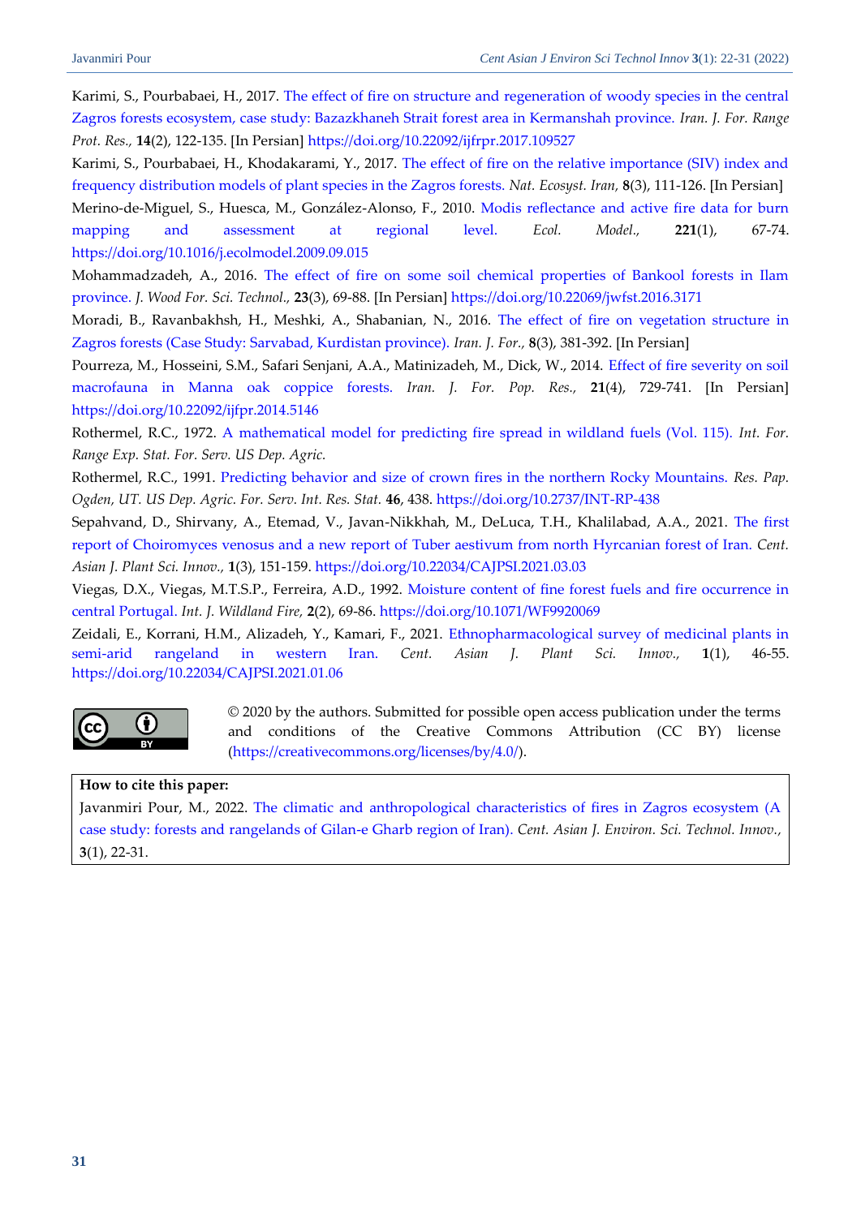Karimi, S., Pourbabaei, H., 2017. The effect of fire on structure and regeneration of woody species in the central Zagros forests ecosystem, case study: Bazazkhaneh Strait forest area in Kermanshah province. *Iran. J. For. Range Prot. Res.,* **14**(2), 122-135. [In Persian] https://doi.org/10.22092/ijfrpr.2017.109527

Karimi, S., Pourbabaei, H., Khodakarami, Y., 2017. The effect of fire on the relative importance (SIV) index and frequency distribution models of plant species in the Zagros forests. *Nat. Ecosyst. Iran,* **8**(3), 111-126. [In Persian]

Merino-de-Miguel, S., Huesca, M., González-Alonso, F., 2010. Modis reflectance and active fire data for burn mapping and assessment at regional level. *Ecol. Model.,* **221**(1), 67-74. https://doi.org/10.1016/j.ecolmodel.2009.09.015

Mohammadzadeh, A., 2016. The effect of fire on some soil chemical properties of Bankool forests in Ilam province. *J. Wood For. Sci. Technol.,* **23**(3), 69-88. [In Persian] https://doi.org/10.22069/jwfst.2016.3171

Moradi, B., Ravanbakhsh, H., Meshki, A., Shabanian, N., 2016. The effect of fire on vegetation structure in Zagros forests (Case Study: Sarvabad, Kurdistan province). *Iran. J. For.,* **8**(3), 381-392. [In Persian]

Pourreza, M., Hosseini, S.M., Safari Senjani, A.A., Matinizadeh, M., Dick, W., 2014. Effect of fire severity on soil macrofauna in Manna oak coppice forests. *Iran. J. For. Pop. Res.,* **21**(4), 729-741. [In Persian] https://doi.org/10.22092/ijfpr.2014.5146

Rothermel, R.C., 1972. A mathematical model for predicting fire spread in wildland fuels (Vol. 115). *Int. For. Range Exp. Stat. For. Serv. US Dep. Agric.*

Rothermel, R.C., 1991. Predicting behavior and size of crown fires in the northern Rocky Mountains. *Res. Pap. Ogden, UT. US Dep. Agric. For. Serv. Int. Res. Stat.* **46**, 438. https://doi.org/10.2737/INT-RP-438

Sepahvand, D., Shirvany, A., Etemad, V., Javan-Nikkhah, M., DeLuca, T.H., Khalilabad, A.A., 2021. The first report of Choiromyces venosus and a new report of Tuber aestivum from north Hyrcanian forest of Iran. *Cent. Asian J. Plant Sci. Innov.,* **1**(3), 151-159. https://doi.org/10.22034/CAJPSI.2021.03.03

Viegas, D.X., Viegas, M.T.S.P., Ferreira, A.D., 1992. Moisture content of fine forest fuels and fire occurrence in central Portugal. *Int. J. Wildland Fire,* **2**(2), 69-86. https://doi.org/10.1071/WF9920069

Zeidali, E., Korrani, H.M., Alizadeh, Y., Kamari, F., 2021. Ethnopharmacological survey of medicinal plants in semi-arid rangeland in western Iran. *Cent. Asian J. Plant Sci. Innov.,* **1**(1), 46-55. https://doi.org/10.22034/CAJPSI.2021.01.06

© 2020 by the authors. Submitted for possible open access publication under the terms and conditions of the Creative Commons Attribution (CC BY) license (https://creativecommons.org/licenses/by/4.0/).

**How to cite this paper:**

Javanmiri Pour, M., 2022. The climatic and anthropological characteristics of fires in Zagros ecosystem (A case study: forests and rangelands of Gilan-e Gharb region of Iran). *Cent. Asian J. Environ. Sci. Technol. Innov.,* **3**(1), 22-31.